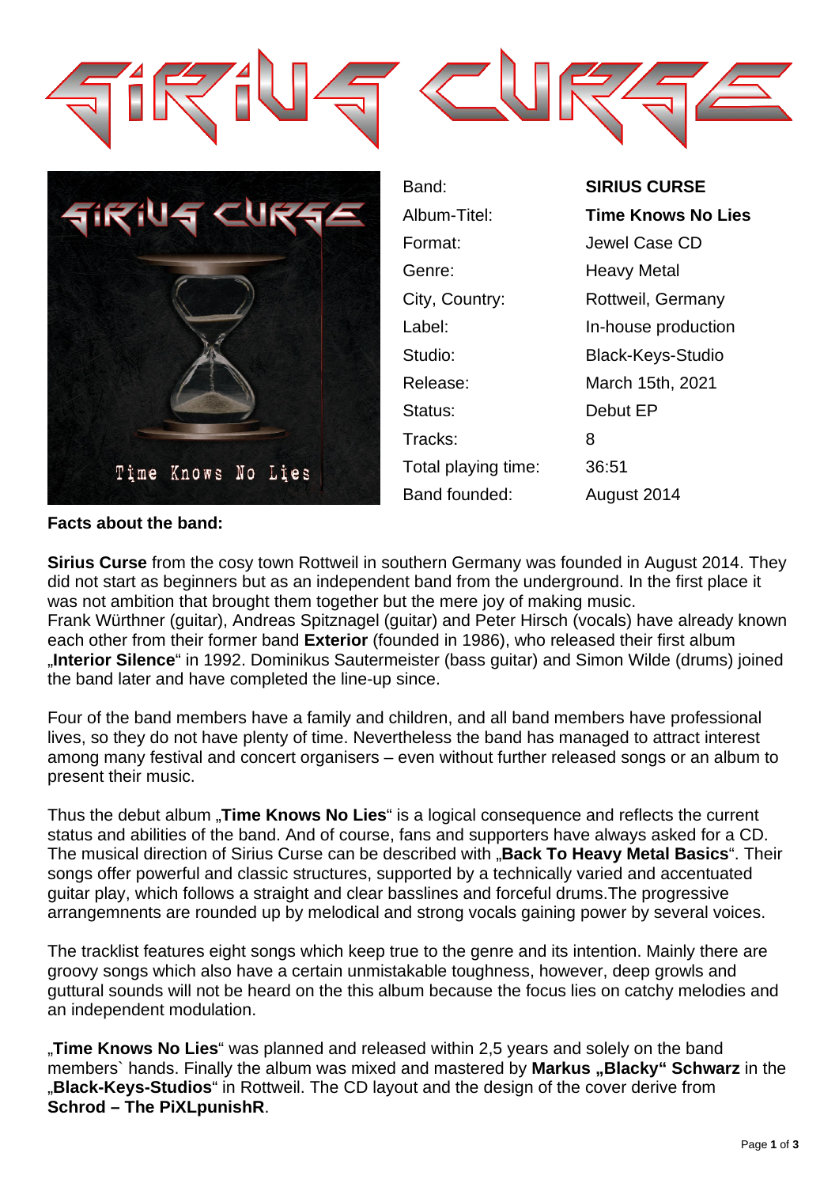# SIRIUS CURSE

| | |
|---|---|
| Band: | **SIRIUS CURSE** |
| Album-Titel: | **Time Knows No Lies** |
| Format: | Jewel Case CD |
| Genre: | Heavy Metal |
| City, Country: | Rottweil, Germany |
| Label: | In-house production |
| Studio: | Black-Keys-Studio |
| Release: | March 15th, 2021 |
| Status: | Debut EP |
| Tracks: | 8 |
| Total playing time: | 36:51 |
| Band founded: | August 2014 |

**Facts about the band:**

**Sirius Curse** from the cosy town Rottweil in southern Germany was founded in August 2014. They did not start as beginners but as an independent band from the underground. In the first place it was not ambition that brought them together but the mere joy of making music.
Frank Würthner (guitar), Andreas Spitznagel (guitar) and Peter Hirsch (vocals) have already known each other from their former band **Exterior** (founded in 1986), who released their first album „**Interior Silence**“ in 1992. Dominikus Sautermeister (bass guitar) and Simon Wilde (drums) joined the band later and have completed the line-up since.

Four of the band members have a family and children, and all band members have professional lives, so they do not have plenty of time. Nevertheless the band has managed to attract interest among many festival and concert organisers – even without further released songs or an album to present their music.

Thus the debut album „**Time Knows No Lies**“ is a logical consequence and reflects the current status and abilities of the band. And of course, fans and supporters have always asked for a CD. The musical direction of Sirius Curse can be described with „**Back To Heavy Metal Basics**“. Their songs offer powerful and classic structures, supported by a technically varied and accentuated guitar play, which follows a straight and clear basslines and forceful drums.The progressive arrangemnents are rounded up by melodical and strong vocals gaining power by several voices.

The tracklist features eight songs which keep true to the genre and its intention. Mainly there are groovy songs which also have a certain unmistakable toughness, however, deep growls and guttural sounds will not be heard on the this album because the focus lies on catchy melodies and an independent modulation.

„**Time Knows No Lies**“ was planned and released within 2,5 years and solely on the band members` hands. Finally the album was mixed and mastered by **Markus „Blacky“ Schwarz** in the „**Black-Keys-Studios**“ in Rottweil. The CD layout and the design of the cover derive from **Schrod – The PiXLpunishR**.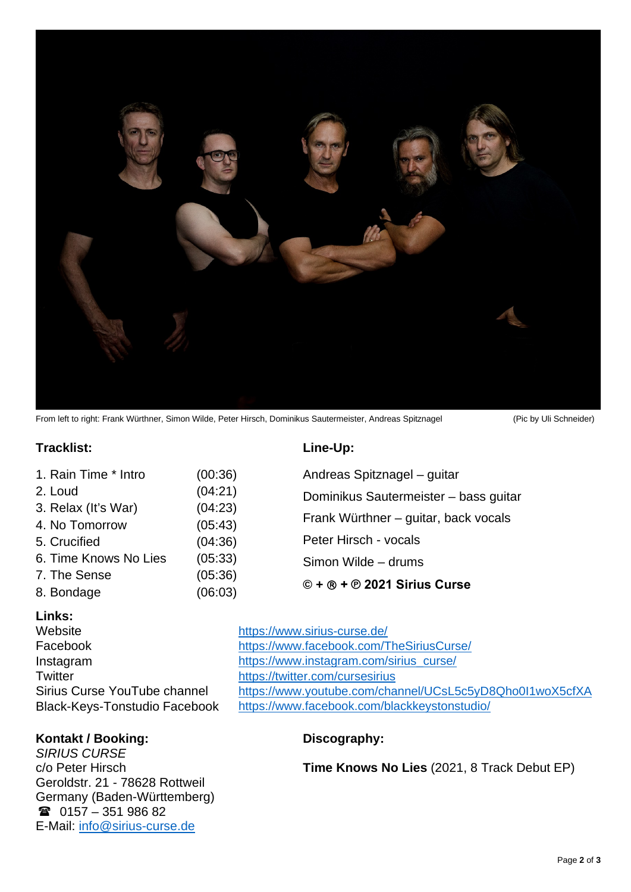From left to right: Frank Würthner, Simon Wilde, Peter Hirsch, Dominikus Sautermeister, Andreas Spitznagel (Pic by Uli Schneider)

**Tracklist:**

| | |
|---|---|
| 1. Rain Time * Intro | (00:36) |
| 2. Loud | (04:21) |
| 3. Relax (It's War) | (04:23) |
| 4. No Tomorrow | (05:43) |
| 5. Crucified | (04:36) |
| 6. Time Knows No Lies | (05:33) |
| 7. The Sense | (05:36) |
| 8. Bondage | (06:03) |

**Line-Up:**

Andreas Spitznagel – guitar

Dominikus Sautermeister – bass guitar

Frank Würthner – guitar, back vocals

Peter Hirsch - vocals

Simon Wilde – drums

**© + ® + ℗ 2021 Sirius Curse**

**Links:**

| | |
|---|---|
| Website | https://www.sirius-curse.de/ |
| Facebook | https://www.facebook.com/TheSiriusCurse/ |
| Instagram | https://www.instagram.com/sirius_curse/ |
| Twitter | https://twitter.com/cursesirius |
| Sirius Curse YouTube channel | https://www.youtube.com/channel/UCsL5c5yD8Qho0I1woX5cfXA |
| Black-Keys-Tonstudio Facebook | https://www.facebook.com/blackkeystonstudio/ |

**Kontakt / Booking:**

*SIRIUS CURSE*
c/o Peter Hirsch
Geroldstr. 21 - 78628 Rottweil
Germany (Baden-Württemberg)
☎ 0157 – 351 986 82
E-Mail: info@sirius-curse.de

**Discography:**

**Time Knows No Lies** (2021, 8 Track Debut EP)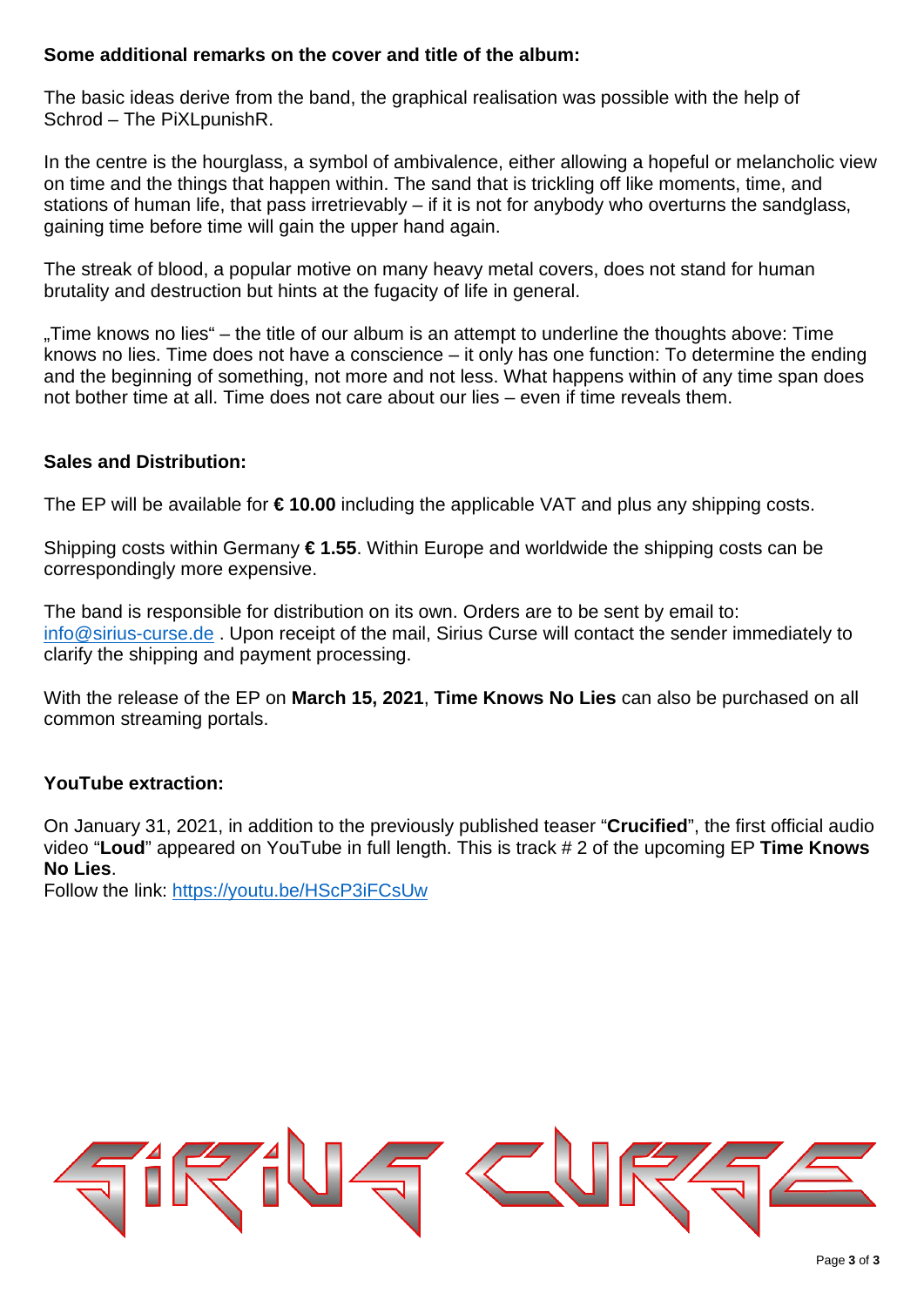**Some additional remarks on the cover and title of the album:**

The basic ideas derive from the band, the graphical realisation was possible with the help of Schrod – The PiXLpunishR.

In the centre is the hourglass, a symbol of ambivalence, either allowing a hopeful or melancholic view on time and the things that happen within. The sand that is trickling off like moments, time, and stations of human life, that pass irretrievably – if it is not for anybody who overturns the sandglass, gaining time before time will gain the upper hand again.

The streak of blood, a popular motive on many heavy metal covers, does not stand for human brutality and destruction but hints at the fugacity of life in general.

„Time knows no lies" – the title of our album is an attempt to underline the thoughts above: Time knows no lies. Time does not have a conscience – it only has one function: To determine the ending and the beginning of something, not more and not less. What happens within of any time span does not bother time at all. Time does not care about our lies – even if time reveals them.

**Sales and Distribution:**

The EP will be available for **€ 10.00** including the applicable VAT and plus any shipping costs.

Shipping costs within Germany **€ 1.55**. Within Europe and worldwide the shipping costs can be correspondingly more expensive.

The band is responsible for distribution on its own. Orders are to be sent by email to: info@sirius-curse.de . Upon receipt of the mail, Sirius Curse will contact the sender immediately to clarify the shipping and payment processing.

With the release of the EP on **March 15, 2021**, **Time Knows No Lies** can also be purchased on all common streaming portals.

**YouTube extraction:**

On January 31, 2021, in addition to the previously published teaser "**Crucified**", the first official audio video "**Loud**" appeared on YouTube in full length. This is track # 2 of the upcoming EP **Time Knows No Lies**.
Follow the link: https://youtu.be/HScP3iFCsUw

SIRIUS CURSE